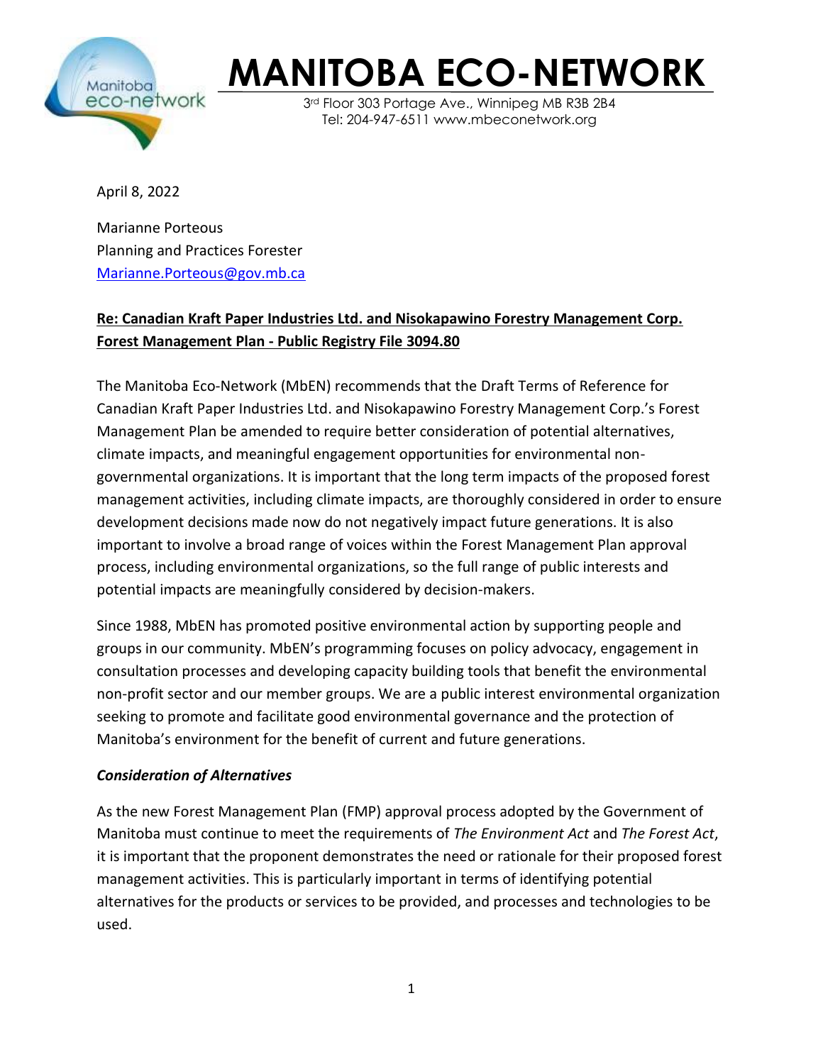# MANITOBA ECO-NETWORK

3rd Floor 303 Portage Ave., Winnipeg MB R3B 2B4
Tel: 204-947-6511 www.mbeconetwork.org

April 8, 2022

Marianne Porteous
Planning and Practices Forester
Marianne.Porteous@gov.mb.ca

**Re: Canadian Kraft Paper Industries Ltd. and Nisokapawino Forestry Management Corp. Forest Management Plan - Public Registry File 3094.80**

The Manitoba Eco-Network (MbEN) recommends that the Draft Terms of Reference for Canadian Kraft Paper Industries Ltd. and Nisokapawino Forestry Management Corp.'s Forest Management Plan be amended to require better consideration of potential alternatives, climate impacts, and meaningful engagement opportunities for environmental non-governmental organizations. It is important that the long term impacts of the proposed forest management activities, including climate impacts, are thoroughly considered in order to ensure development decisions made now do not negatively impact future generations. It is also important to involve a broad range of voices within the Forest Management Plan approval process, including environmental organizations, so the full range of public interests and potential impacts are meaningfully considered by decision-makers.

Since 1988, MbEN has promoted positive environmental action by supporting people and groups in our community. MbEN's programming focuses on policy advocacy, engagement in consultation processes and developing capacity building tools that benefit the environmental non-profit sector and our member groups. We are a public interest environmental organization seeking to promote and facilitate good environmental governance and the protection of Manitoba's environment for the benefit of current and future generations.

***Consideration of Alternatives***

As the new Forest Management Plan (FMP) approval process adopted by the Government of Manitoba must continue to meet the requirements of *The Environment Act* and *The Forest Act*, it is important that the proponent demonstrates the need or rationale for their proposed forest management activities. This is particularly important in terms of identifying potential alternatives for the products or services to be provided, and processes and technologies to be used.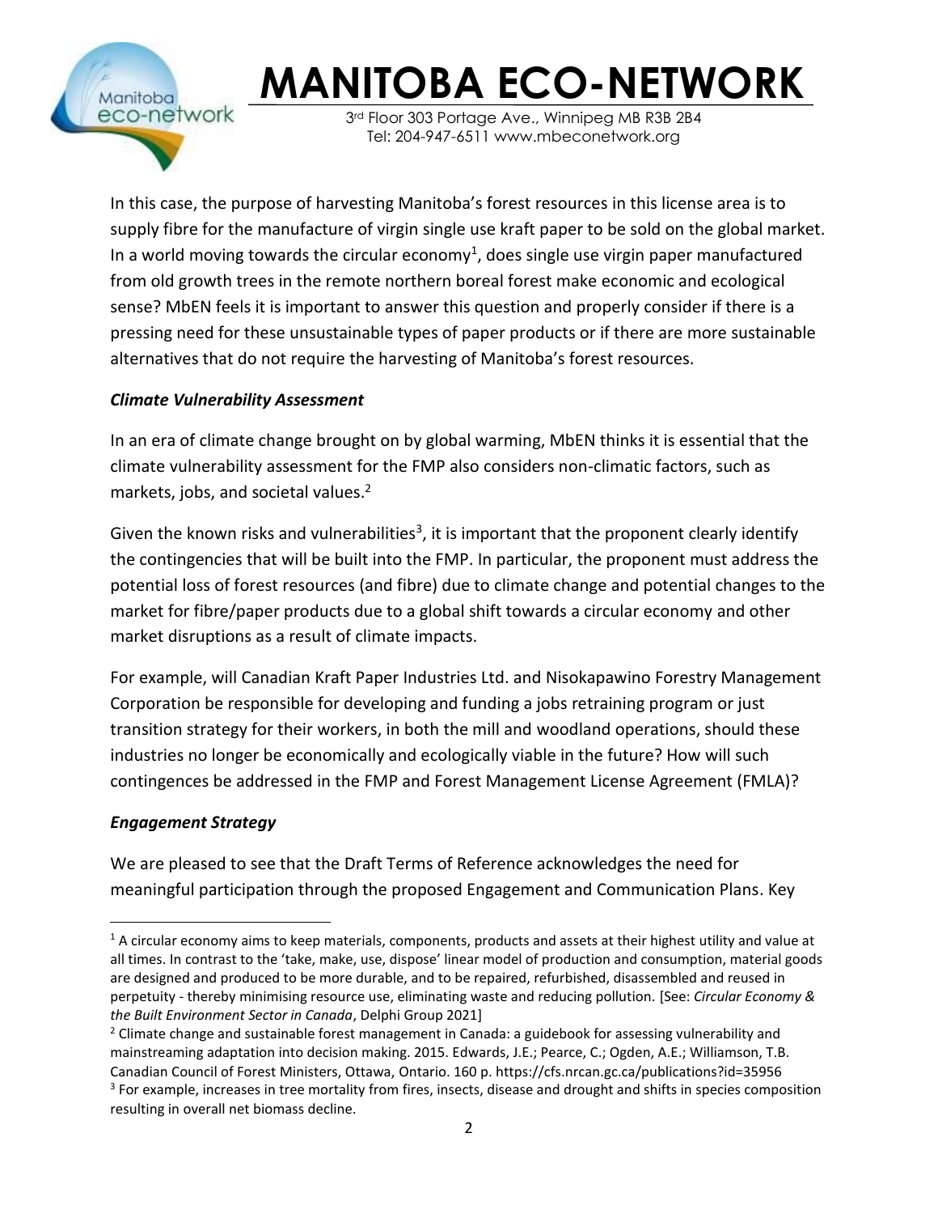In this case, the purpose of harvesting Manitoba's forest resources in this license area is to supply fibre for the manufacture of virgin single use kraft paper to be sold on the global market. In a world moving towards the circular economy[1], does single use virgin paper manufactured from old growth trees in the remote northern boreal forest make economic and ecological sense? MbEN feels it is important to answer this question and properly consider if there is a pressing need for these unsustainable types of paper products or if there are more sustainable alternatives that do not require the harvesting of Manitoba's forest resources.

### *Climate Vulnerability Assessment*

In an era of climate change brought on by global warming, MbEN thinks it is essential that the climate vulnerability assessment for the FMP also considers non-climatic factors, such as markets, jobs, and societal values.[2]

Given the known risks and vulnerabilities[3], it is important that the proponent clearly identify the contingencies that will be built into the FMP. In particular, the proponent must address the potential loss of forest resources (and fibre) due to climate change and potential changes to the market for fibre/paper products due to a global shift towards a circular economy and other market disruptions as a result of climate impacts.

For example, will Canadian Kraft Paper Industries Ltd. and Nisokapawino Forestry Management Corporation be responsible for developing and funding a jobs retraining program or just transition strategy for their workers, in both the mill and woodland operations, should these industries no longer be economically and ecologically viable in the future? How will such contingences be addressed in the FMP and Forest Management License Agreement (FMLA)?

### *Engagement Strategy*

We are pleased to see that the Draft Terms of Reference acknowledges the need for meaningful participation through the proposed Engagement and Communication Plans. Key

---

[1] A circular economy aims to keep materials, components, products and assets at their highest utility and value at all times. In contrast to the 'take, make, use, dispose' linear model of production and consumption, material goods are designed and produced to be more durable, and to be repaired, refurbished, disassembled and reused in perpetuity - thereby minimising resource use, eliminating waste and reducing pollution. [See: *Circular Economy & the Built Environment Sector in Canada*, Delphi Group 2021]

[2] Climate change and sustainable forest management in Canada: a guidebook for assessing vulnerability and mainstreaming adaptation into decision making. 2015. Edwards, J.E.; Pearce, C.; Ogden, A.E.; Williamson, T.B. Canadian Council of Forest Ministers, Ottawa, Ontario. 160 p. https://cfs.nrcan.gc.ca/publications?id=35956

[3] For example, increases in tree mortality from fires, insects, disease and drought and shifts in species composition resulting in overall net biomass decline.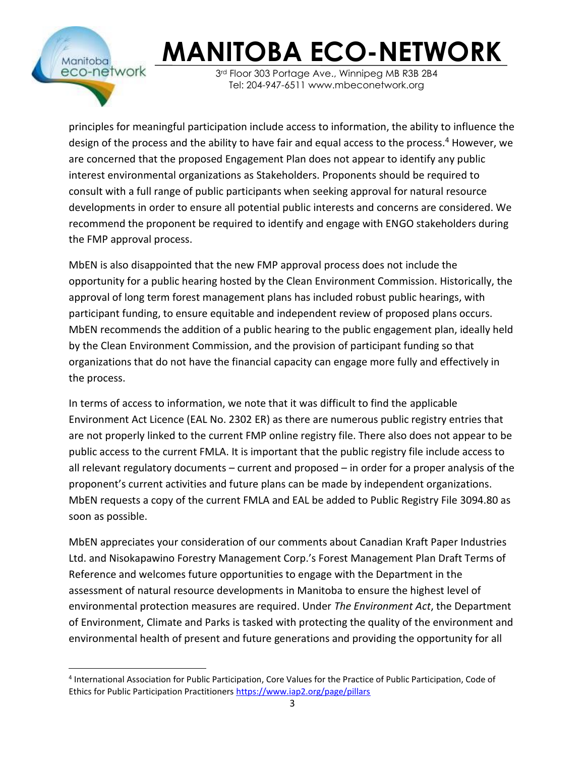principles for meaningful participation include access to information, the ability to influence the design of the process and the ability to have fair and equal access to the process.[4] However, we are concerned that the proposed Engagement Plan does not appear to identify any public interest environmental organizations as Stakeholders. Proponents should be required to consult with a full range of public participants when seeking approval for natural resource developments in order to ensure all potential public interests and concerns are considered. We recommend the proponent be required to identify and engage with ENGO stakeholders during the FMP approval process.

MbEN is also disappointed that the new FMP approval process does not include the opportunity for a public hearing hosted by the Clean Environment Commission. Historically, the approval of long term forest management plans has included robust public hearings, with participant funding, to ensure equitable and independent review of proposed plans occurs. MbEN recommends the addition of a public hearing to the public engagement plan, ideally held by the Clean Environment Commission, and the provision of participant funding so that organizations that do not have the financial capacity can engage more fully and effectively in the process.

In terms of access to information, we note that it was difficult to find the applicable Environment Act Licence (EAL No. 2302 ER) as there are numerous public registry entries that are not properly linked to the current FMP online registry file. There also does not appear to be public access to the current FMLA. It is important that the public registry file include access to all relevant regulatory documents – current and proposed – in order for a proper analysis of the proponent's current activities and future plans can be made by independent organizations. MbEN requests a copy of the current FMLA and EAL be added to Public Registry File 3094.80 as soon as possible.

MbEN appreciates your consideration of our comments about Canadian Kraft Paper Industries Ltd. and Nisokapawino Forestry Management Corp.'s Forest Management Plan Draft Terms of Reference and welcomes future opportunities to engage with the Department in the assessment of natural resource developments in Manitoba to ensure the highest level of environmental protection measures are required. Under *The Environment Act*, the Department of Environment, Climate and Parks is tasked with protecting the quality of the environment and environmental health of present and future generations and providing the opportunity for all

---

[4] International Association for Public Participation, Core Values for the Practice of Public Participation, Code of Ethics for Public Participation Practitioners https://www.iap2.org/page/pillars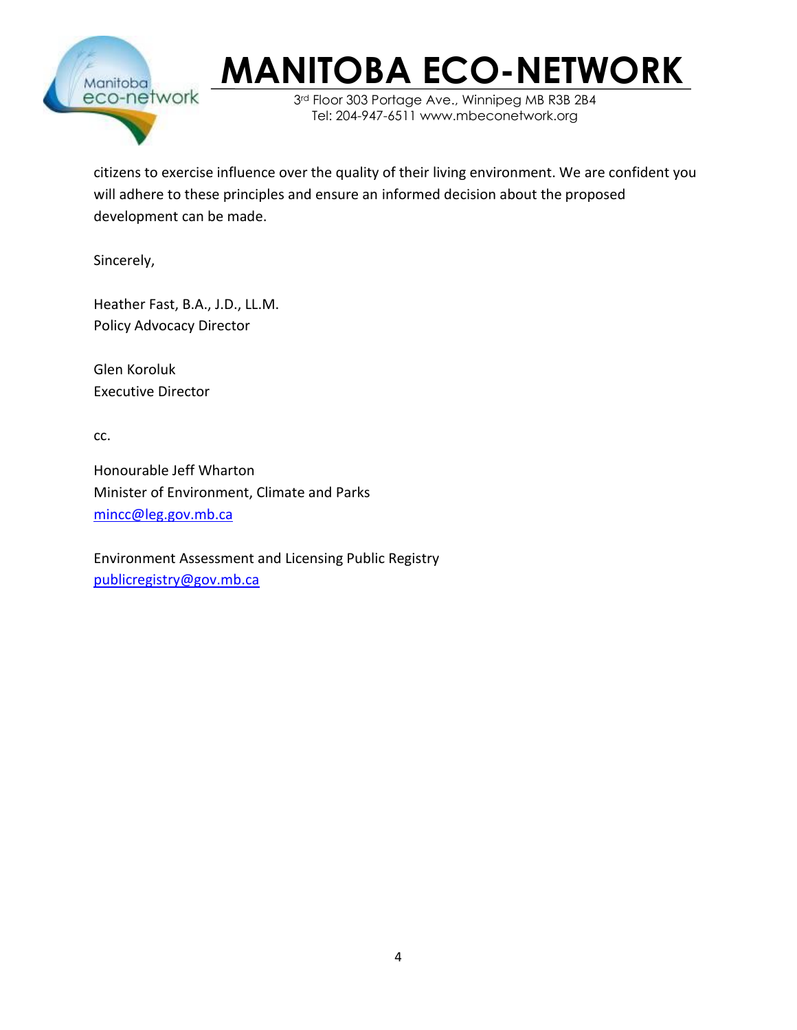citizens to exercise influence over the quality of their living environment. We are confident you will adhere to these principles and ensure an informed decision about the proposed development can be made.

Sincerely,

Heather Fast, B.A., J.D., LL.M.
Policy Advocacy Director

Glen Koroluk
Executive Director

cc.

Honourable Jeff Wharton
Minister of Environment, Climate and Parks
mincc@leg.gov.mb.ca

Environment Assessment and Licensing Public Registry
publicregistry@gov.mb.ca